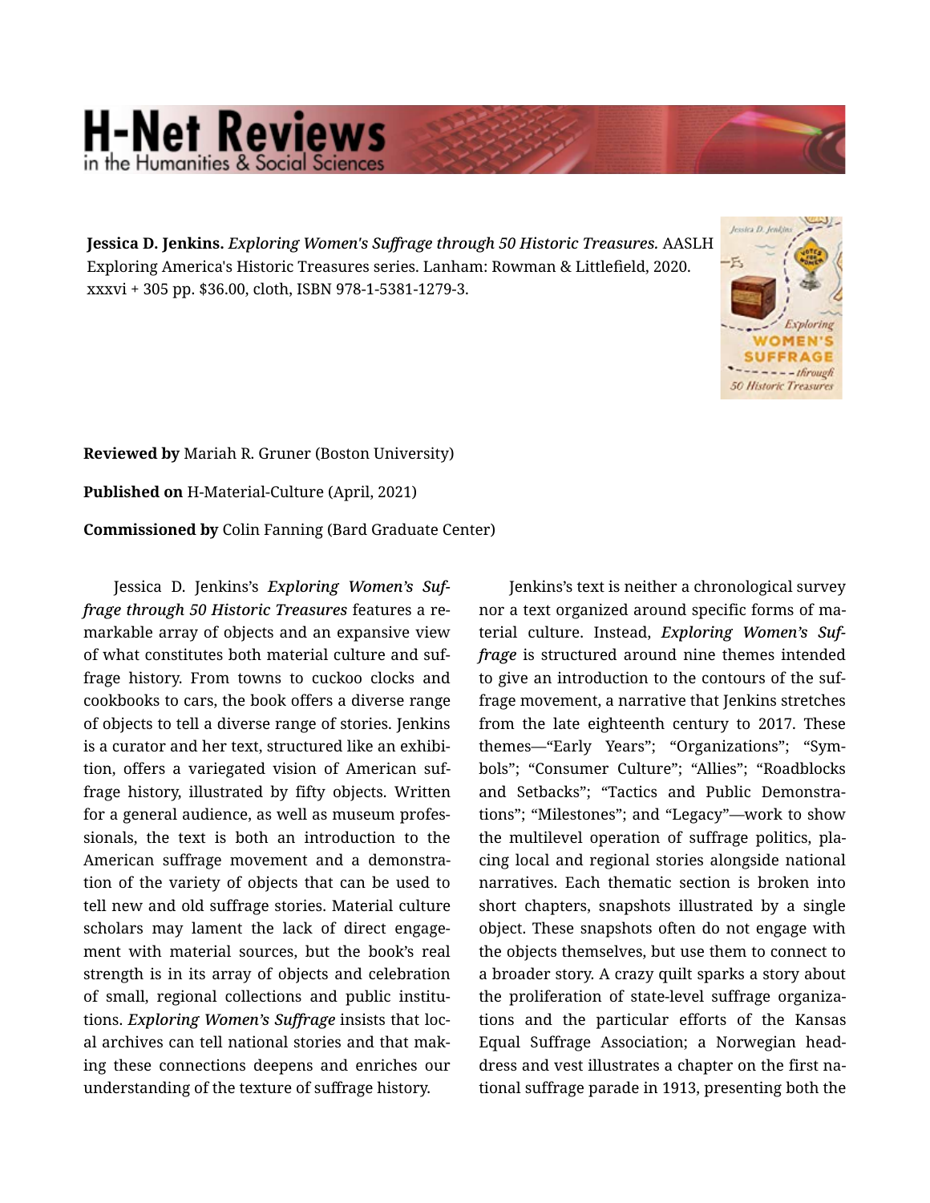**Jessica D. Jenkins.** *Exploring Women's Suffrage through 50 Historic Treasures.* AASLH Exploring America's Historic Treasures series. Lanham: Rowman & Littlefield, 2020. xxxvi + 305 pp. $36.00, cloth, ISBN 978-1-5381-1279-3.

**Reviewed by** Mariah R. Gruner (Boston University)

**Published on** H-Material-Culture (April, 2021)

**Commissioned by** Colin Fanning (Bard Graduate Center)

Jessica D. Jenkins's ***Exploring Women's Suffrage through 50 Historic Treasures*** features a remarkable array of objects and an expansive view of what constitutes both material culture and suffrage history. From towns to cuckoo clocks and cookbooks to cars, the book offers a diverse range of objects to tell a diverse range of stories. Jenkins is a curator and her text, structured like an exhibition, offers a variegated vision of American suffrage history, illustrated by fifty objects. Written for a general audience, as well as museum professionals, the text is both an introduction to the American suffrage movement and a demonstration of the variety of objects that can be used to tell new and old suffrage stories. Material culture scholars may lament the lack of direct engagement with material sources, but the book's real strength is in its array of objects and celebration of small, regional collections and public institutions. ***Exploring Women's Suffrage*** insists that local archives can tell national stories and that making these connections deepens and enriches our understanding of the texture of suffrage history.

Jenkins's text is neither a chronological survey nor a text organized around specific forms of material culture. Instead, ***Exploring Women's Suffrage*** is structured around nine themes intended to give an introduction to the contours of the suffrage movement, a narrative that Jenkins stretches from the late eighteenth century to 2017. These themes—"Early Years"; "Organizations"; "Symbols"; "Consumer Culture"; "Allies"; "Roadblocks and Setbacks"; "Tactics and Public Demonstrations"; "Milestones"; and "Legacy"—work to show the multilevel operation of suffrage politics, placing local and regional stories alongside national narratives. Each thematic section is broken into short chapters, snapshots illustrated by a single object. These snapshots often do not engage with the objects themselves, but use them to connect to a broader story. A crazy quilt sparks a story about the proliferation of state-level suffrage organizations and the particular efforts of the Kansas Equal Suffrage Association; a Norwegian headdress and vest illustrates a chapter on the first national suffrage parade in 1913, presenting both the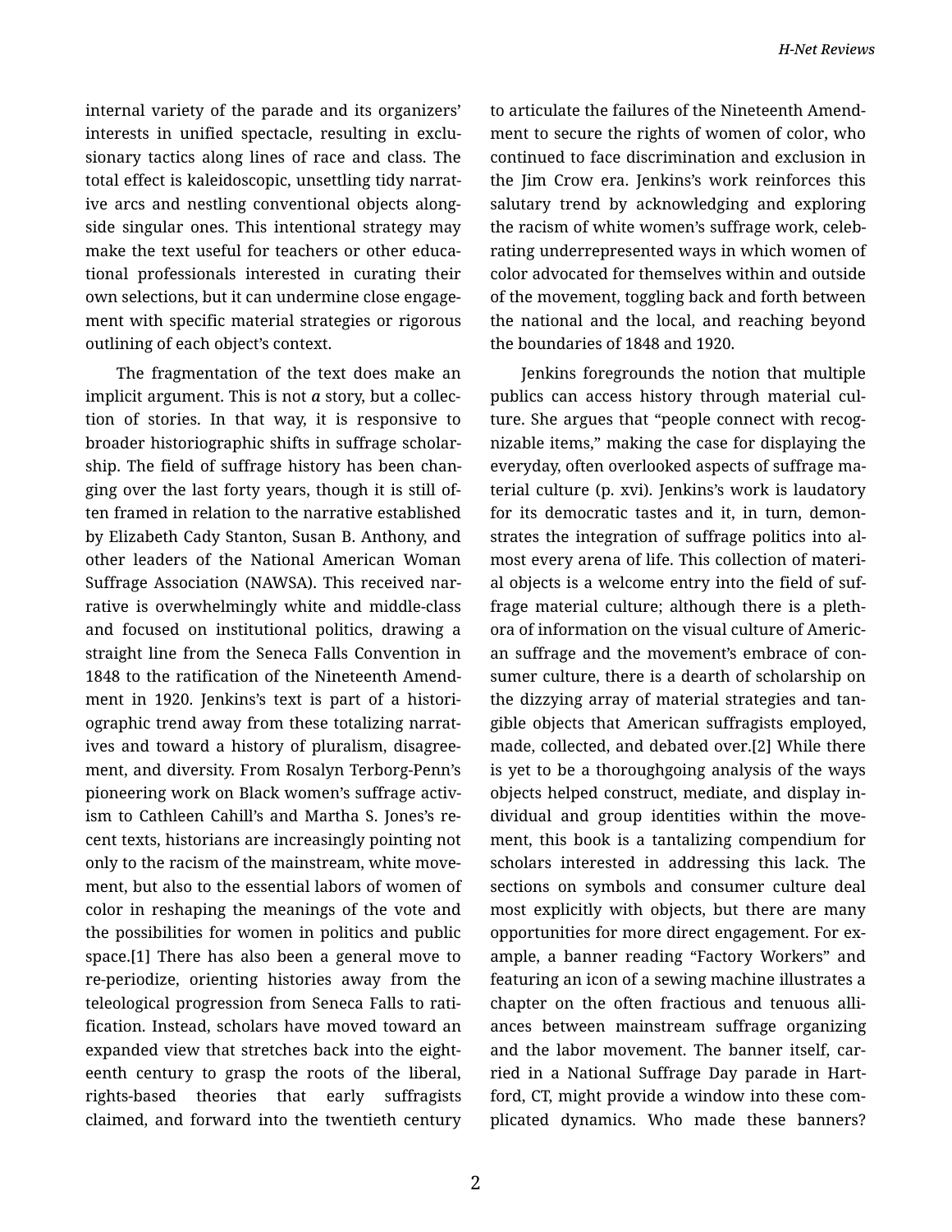internal variety of the parade and its organizers' interests in unified spectacle, resulting in exclusionary tactics along lines of race and class. The total effect is kaleidoscopic, unsettling tidy narrative arcs and nestling conventional objects alongside singular ones. This intentional strategy may make the text useful for teachers or other educational professionals interested in curating their own selections, but it can undermine close engagement with specific material strategies or rigorous outlining of each object's context.

The fragmentation of the text does make an implicit argument. This is not *a* story, but a collection of stories. In that way, it is responsive to broader historiographic shifts in suffrage scholarship. The field of suffrage history has been changing over the last forty years, though it is still often framed in relation to the narrative established by Elizabeth Cady Stanton, Susan B. Anthony, and other leaders of the National American Woman Suffrage Association (NAWSA). This received narrative is overwhelmingly white and middle-class and focused on institutional politics, drawing a straight line from the Seneca Falls Convention in 1848 to the ratification of the Nineteenth Amendment in 1920. Jenkins's text is part of a historiographic trend away from these totalizing narratives and toward a history of pluralism, disagreement, and diversity. From Rosalyn Terborg-Penn's pioneering work on Black women's suffrage activism to Cathleen Cahill's and Martha S. Jones's recent texts, historians are increasingly pointing not only to the racism of the mainstream, white movement, but also to the essential labors of women of color in reshaping the meanings of the vote and the possibilities for women in politics and public space.[1] There has also been a general move to re-periodize, orienting histories away from the teleological progression from Seneca Falls to ratification. Instead, scholars have moved toward an expanded view that stretches back into the eighteenth century to grasp the roots of the liberal, rights-based theories that early suffragists claimed, and forward into the twentieth century to articulate the failures of the Nineteenth Amendment to secure the rights of women of color, who continued to face discrimination and exclusion in the Jim Crow era. Jenkins's work reinforces this salutary trend by acknowledging and exploring the racism of white women's suffrage work, celebrating underrepresented ways in which women of color advocated for themselves within and outside of the movement, toggling back and forth between the national and the local, and reaching beyond the boundaries of 1848 and 1920.

Jenkins foregrounds the notion that multiple publics can access history through material culture. She argues that "people connect with recognizable items," making the case for displaying the everyday, often overlooked aspects of suffrage material culture (p. xvi). Jenkins's work is laudatory for its democratic tastes and it, in turn, demonstrates the integration of suffrage politics into almost every arena of life. This collection of material objects is a welcome entry into the field of suffrage material culture; although there is a plethora of information on the visual culture of American suffrage and the movement's embrace of consumer culture, there is a dearth of scholarship on the dizzying array of material strategies and tangible objects that American suffragists employed, made, collected, and debated over.[2] While there is yet to be a thoroughgoing analysis of the ways objects helped construct, mediate, and display individual and group identities within the movement, this book is a tantalizing compendium for scholars interested in addressing this lack. The sections on symbols and consumer culture deal most explicitly with objects, but there are many opportunities for more direct engagement. For example, a banner reading "Factory Workers" and featuring an icon of a sewing machine illustrates a chapter on the often fractious and tenuous alliances between mainstream suffrage organizing and the labor movement. The banner itself, carried in a National Suffrage Day parade in Hartford, CT, might provide a window into these complicated dynamics. Who made these banners?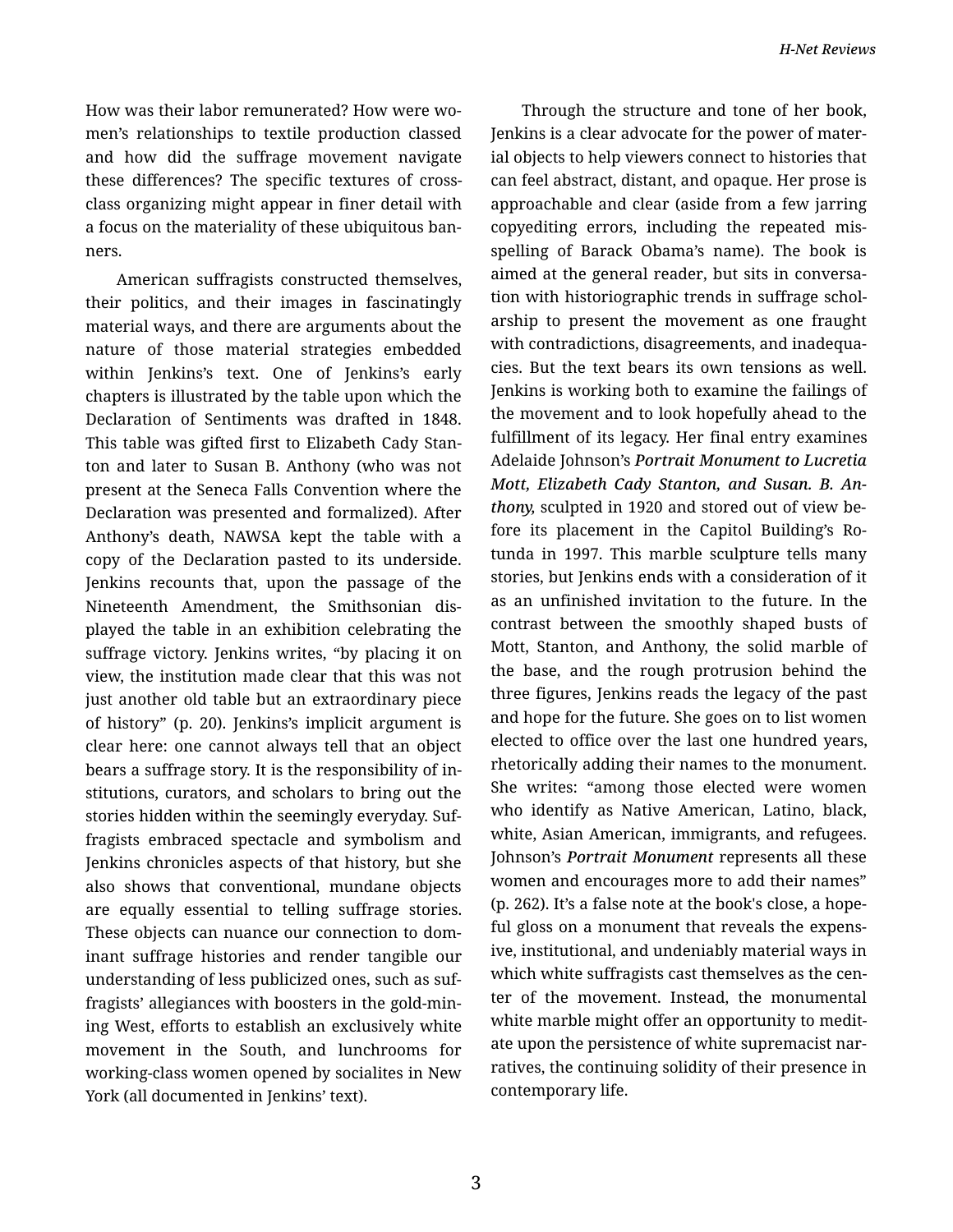How was their labor remunerated? How were women's relationships to textile production classed and how did the suffrage movement navigate these differences? The specific textures of cross-class organizing might appear in finer detail with a focus on the materiality of these ubiquitous banners.

American suffragists constructed themselves, their politics, and their images in fascinatingly material ways, and there are arguments about the nature of those material strategies embedded within Jenkins's text. One of Jenkins's early chapters is illustrated by the table upon which the Declaration of Sentiments was drafted in 1848. This table was gifted first to Elizabeth Cady Stanton and later to Susan B. Anthony (who was not present at the Seneca Falls Convention where the Declaration was presented and formalized). After Anthony's death, NAWSA kept the table with a copy of the Declaration pasted to its underside. Jenkins recounts that, upon the passage of the Nineteenth Amendment, the Smithsonian displayed the table in an exhibition celebrating the suffrage victory. Jenkins writes, "by placing it on view, the institution made clear that this was not just another old table but an extraordinary piece of history" (p. 20). Jenkins's implicit argument is clear here: one cannot always tell that an object bears a suffrage story. It is the responsibility of institutions, curators, and scholars to bring out the stories hidden within the seemingly everyday. Suffragists embraced spectacle and symbolism and Jenkins chronicles aspects of that history, but she also shows that conventional, mundane objects are equally essential to telling suffrage stories. These objects can nuance our connection to dominant suffrage histories and render tangible our understanding of less publicized ones, such as suffragists' allegiances with boosters in the gold-mining West, efforts to establish an exclusively white movement in the South, and lunchrooms for working-class women opened by socialites in New York (all documented in Jenkins' text).

Through the structure and tone of her book, Jenkins is a clear advocate for the power of material objects to help viewers connect to histories that can feel abstract, distant, and opaque. Her prose is approachable and clear (aside from a few jarring copyediting errors, including the repeated misspelling of Barack Obama's name). The book is aimed at the general reader, but sits in conversation with historiographic trends in suffrage scholarship to present the movement as one fraught with contradictions, disagreements, and inadequacies. But the text bears its own tensions as well. Jenkins is working both to examine the failings of the movement and to look hopefully ahead to the fulfillment of its legacy. Her final entry examines Adelaide Johnson's ***Portrait Monument to Lucretia Mott, Elizabeth Cady Stanton, and Susan. B. Anthony,*** sculpted in 1920 and stored out of view before its placement in the Capitol Building's Rotunda in 1997. This marble sculpture tells many stories, but Jenkins ends with a consideration of it as an unfinished invitation to the future. In the contrast between the smoothly shaped busts of Mott, Stanton, and Anthony, the solid marble of the base, and the rough protrusion behind the three figures, Jenkins reads the legacy of the past and hope for the future. She goes on to list women elected to office over the last one hundred years, rhetorically adding their names to the monument. She writes: "among those elected were women who identify as Native American, Latino, black, white, Asian American, immigrants, and refugees. Johnson's ***Portrait Monument*** represents all these women and encourages more to add their names" (p. 262). It's a false note at the book's close, a hopeful gloss on a monument that reveals the expensive, institutional, and undeniably material ways in which white suffragists cast themselves as the center of the movement. Instead, the monumental white marble might offer an opportunity to meditate upon the persistence of white supremacist narratives, the continuing solidity of their presence in contemporary life.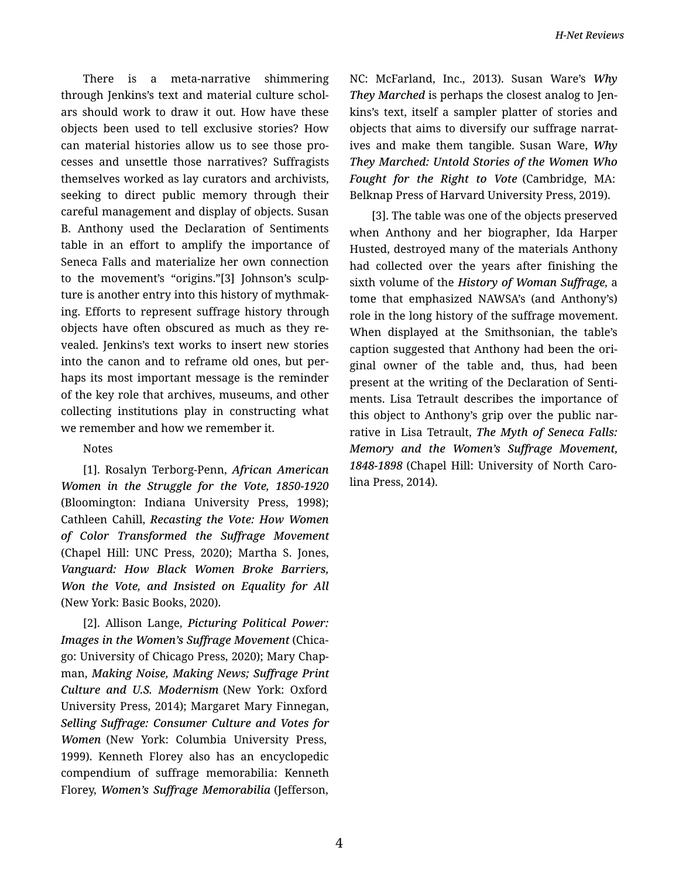There is a meta-narrative shimmering through Jenkins's text and material culture scholars should work to draw it out. How have these objects been used to tell exclusive stories? How can material histories allow us to see those processes and unsettle those narratives? Suffragists themselves worked as lay curators and archivists, seeking to direct public memory through their careful management and display of objects. Susan B. Anthony used the Declaration of Sentiments table in an effort to amplify the importance of Seneca Falls and materialize her own connection to the movement's "origins."[3] Johnson's sculpture is another entry into this history of mythmaking. Efforts to represent suffrage history through objects have often obscured as much as they revealed. Jenkins's text works to insert new stories into the canon and to reframe old ones, but perhaps its most important message is the reminder of the key role that archives, museums, and other collecting institutions play in constructing what we remember and how we remember it.

Notes

[1]. Rosalyn Terborg-Penn, *African American Women in the Struggle for the Vote, 1850-1920* (Bloomington: Indiana University Press, 1998); Cathleen Cahill, *Recasting the Vote: How Women of Color Transformed the Suffrage Movement* (Chapel Hill: UNC Press, 2020); Martha S. Jones, *Vanguard: How Black Women Broke Barriers, Won the Vote, and Insisted on Equality for All* (New York: Basic Books, 2020).

[2]. Allison Lange, *Picturing Political Power: Images in the Women's Suffrage Movement* (Chicago: University of Chicago Press, 2020); Mary Chapman, *Making Noise, Making News; Suffrage Print Culture and U.S. Modernism* (New York: Oxford University Press, 2014); Margaret Mary Finnegan, *Selling Suffrage: Consumer Culture and Votes for Women* (New York: Columbia University Press, 1999). Kenneth Florey also has an encyclopedic compendium of suffrage memorabilia: Kenneth Florey, *Women's Suffrage Memorabilia* (Jefferson, NC: McFarland, Inc., 2013). Susan Ware's *Why They Marched* is perhaps the closest analog to Jenkins's text, itself a sampler platter of stories and objects that aims to diversify our suffrage narratives and make them tangible. Susan Ware, *Why They Marched: Untold Stories of the Women Who Fought for the Right to Vote* (Cambridge, MA: Belknap Press of Harvard University Press, 2019).

[3]. The table was one of the objects preserved when Anthony and her biographer, Ida Harper Husted, destroyed many of the materials Anthony had collected over the years after finishing the sixth volume of the *History of Woman Suffrage*, a tome that emphasized NAWSA's (and Anthony's) role in the long history of the suffrage movement. When displayed at the Smithsonian, the table's caption suggested that Anthony had been the original owner of the table and, thus, had been present at the writing of the Declaration of Sentiments. Lisa Tetrault describes the importance of this object to Anthony's grip over the public narrative in Lisa Tetrault, *The Myth of Seneca Falls: Memory and the Women's Suffrage Movement, 1848-1898* (Chapel Hill: University of North Carolina Press, 2014).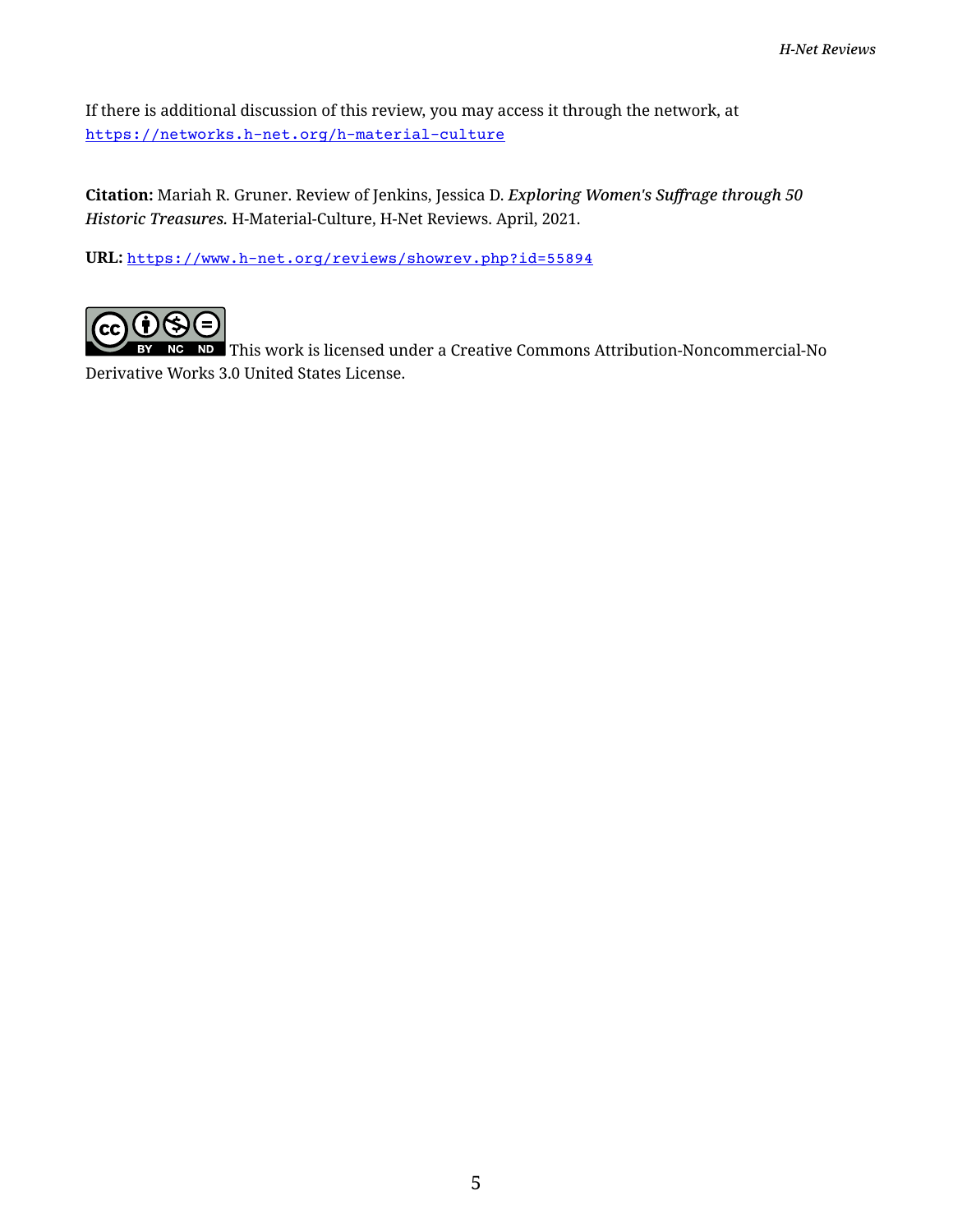If there is additional discussion of this review, you may access it through the network, at https://networks.h-net.org/h-material-culture

**Citation:** Mariah R. Gruner. Review of Jenkins, Jessica D. ***Exploring Women's Suffrage through 50 Historic Treasures.*** H-Material-Culture, H-Net Reviews. April, 2021.

**URL:** https://www.h-net.org/reviews/showrev.php?id=55894

This work is licensed under a Creative Commons Attribution-Noncommercial-No Derivative Works 3.0 United States License.